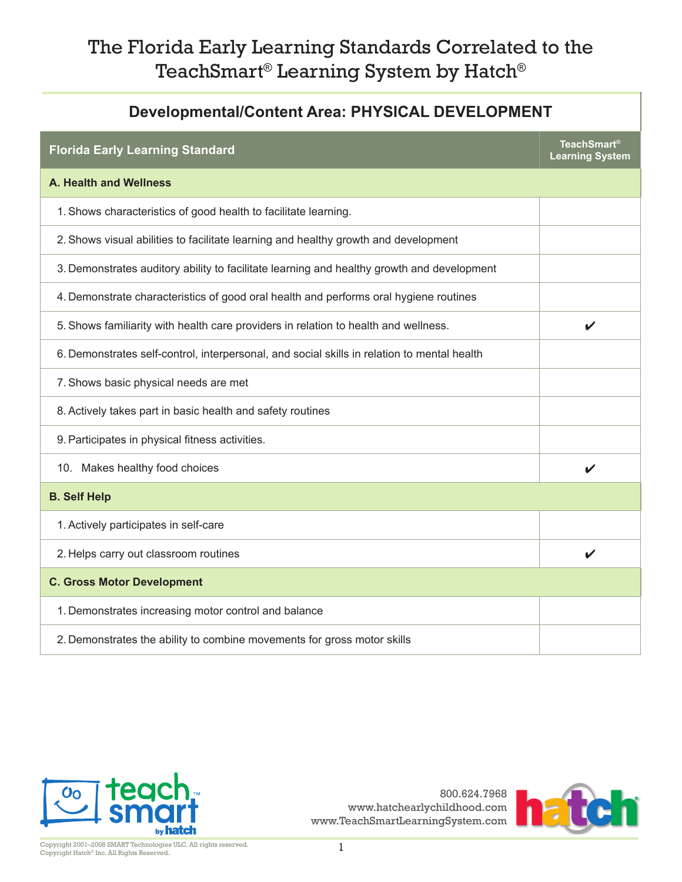# The Florida Early Learning Standards Correlated to the TeachSmart® Learning System by Hatch®

## Developmental/Content Area: PHYSICAL DEVELOPMENT

| Florida Early Learning Standard | TeachSmart® Learning System |
| --- | --- |
| **A. Health and Wellness** | |
| 1. Shows characteristics of good health to facilitate learning. | |
| 2. Shows visual abilities to facilitate learning and healthy growth and development | |
| 3. Demonstrates auditory ability to facilitate learning and healthy growth and development | |
| 4. Demonstrate characteristics of good oral health and performs oral hygiene routines | |
| 5. Shows familiarity with health care providers in relation to health and wellness. | ✔ |
| 6. Demonstrates self-control, interpersonal, and social skills in relation to mental health | |
| 7. Shows basic physical needs are met | |
| 8. Actively takes part in basic health and safety routines | |
| 9. Participates in physical fitness activities. | |
| 10. Makes healthy food choices | ✔ |
| **B. Self Help** | |
| 1. Actively participates in self-care | |
| 2. Helps carry out classroom routines | ✔ |
| **C. Gross Motor Development** | |
| 1. Demonstrates increasing motor control and balance | |
| 2. Demonstrates the ability to combine movements for gross motor skills | |

800.624.7968
www.hatchearlychildhood.com
www.TeachSmartLearningSystem.com

Copyright 2001–2008 SMART Technologies ULC. All rights reserved.
Copyright Hatch® Inc. All Rights Reserved.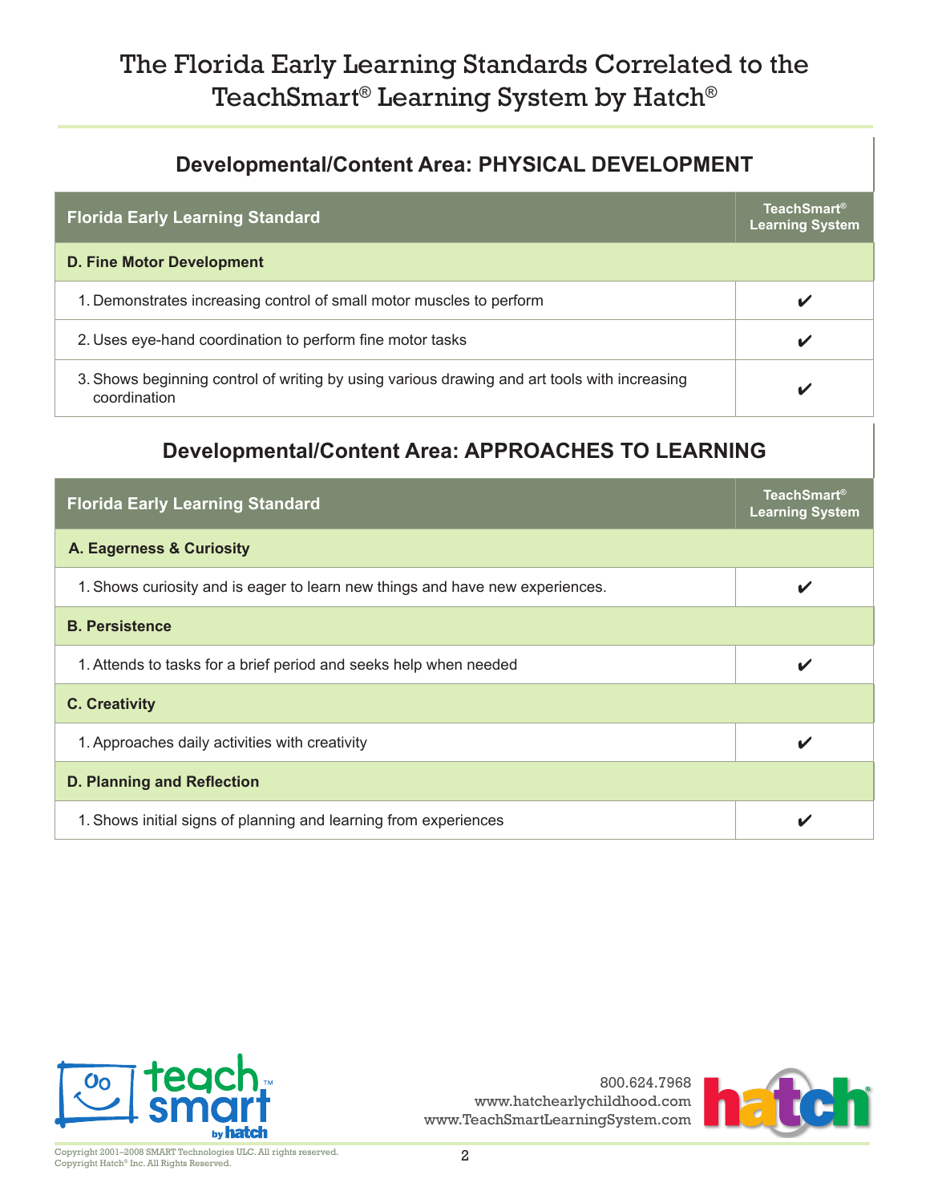# The Florida Early Learning Standards Correlated to the TeachSmart® Learning System by Hatch®

## Developmental/Content Area: PHYSICAL DEVELOPMENT

| Florida Early Learning Standard | TeachSmart® Learning System |
|---|---|
| **D. Fine Motor Development** | |
| 1. Demonstrates increasing control of small motor muscles to perform | ✔ |
| 2. Uses eye-hand coordination to perform fine motor tasks | ✔ |
| 3. Shows beginning control of writing by using various drawing and art tools with increasing coordination | ✔ |

## Developmental/Content Area: APPROACHES TO LEARNING

| Florida Early Learning Standard | TeachSmart® Learning System |
|---|---|
| **A. Eagerness & Curiosity** | |
| 1. Shows curiosity and is eager to learn new things and have new experiences. | ✔ |
| **B. Persistence** | |
| 1. Attends to tasks for a brief period and seeks help when needed | ✔ |
| **C. Creativity** | |
| 1. Approaches daily activities with creativity | ✔ |
| **D. Planning and Reflection** | |
| 1. Shows initial signs of planning and learning from experiences | ✔ |

800.624.7968
www.hatchearlychildhood.com
www.TeachSmartLearningSystem.com

Copyright 2001–2008 SMART Technologies ULC. All rights reserved.
Copyright Hatch® Inc. All Rights Reserved.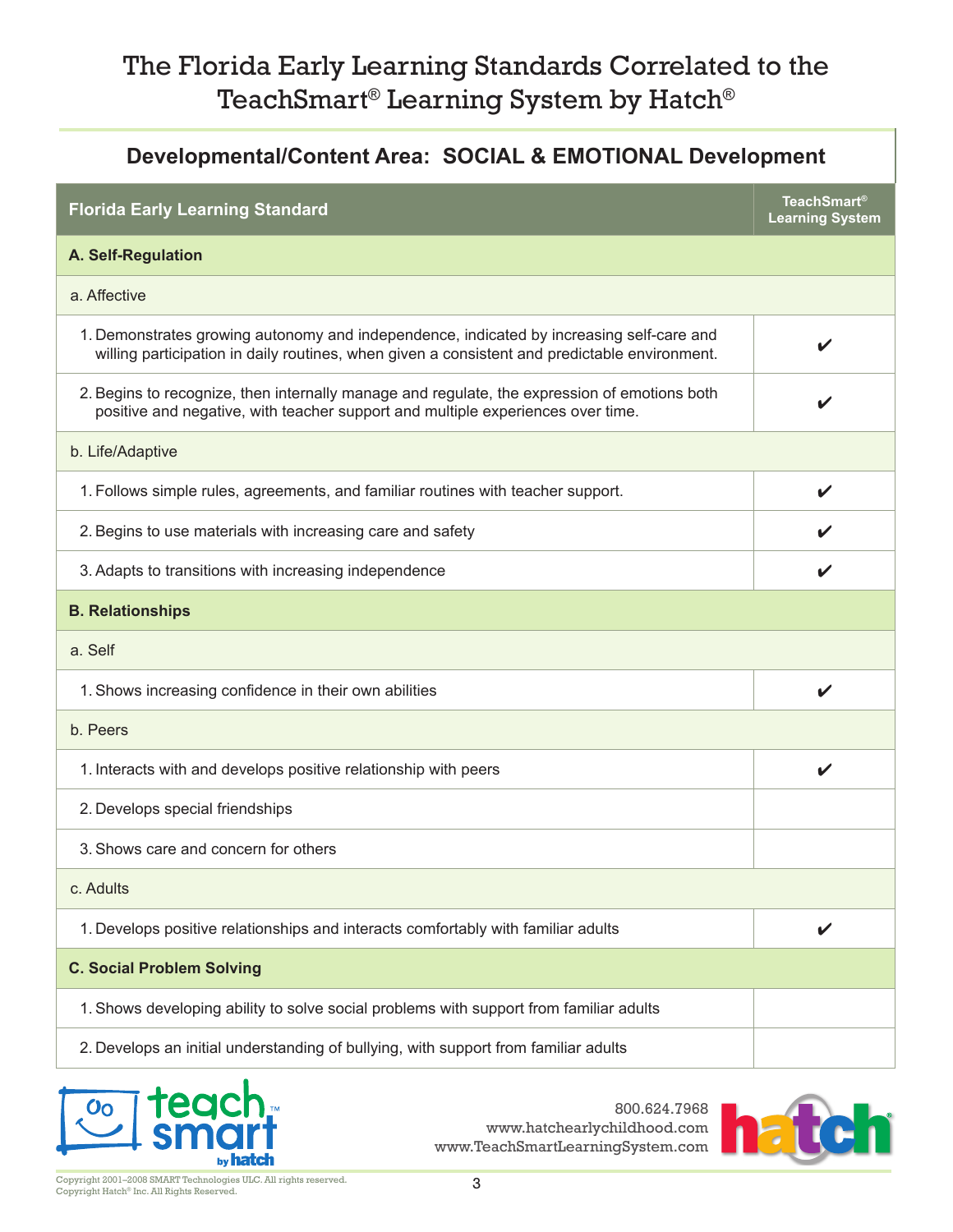# The Florida Early Learning Standards Correlated to the TeachSmart® Learning System by Hatch®

## Developmental/Content Area: SOCIAL & EMOTIONAL Development

| Florida Early Learning Standard | TeachSmart® Learning System |
|---|---|
| **A. Self-Regulation** | |
| a. Affective | |
| 1. Demonstrates growing autonomy and independence, indicated by increasing self-care and willing participation in daily routines, when given a consistent and predictable environment. | ✔ |
| 2. Begins to recognize, then internally manage and regulate, the expression of emotions both positive and negative, with teacher support and multiple experiences over time. | ✔ |
| b. Life/Adaptive | |
| 1. Follows simple rules, agreements, and familiar routines with teacher support. | ✔ |
| 2. Begins to use materials with increasing care and safety | ✔ |
| 3. Adapts to transitions with increasing independence | ✔ |
| **B. Relationships** | |
| a. Self | |
| 1. Shows increasing confidence in their own abilities | ✔ |
| b. Peers | |
| 1. Interacts with and develops positive relationship with peers | ✔ |
| 2. Develops special friendships | |
| 3. Shows care and concern for others | |
| c. Adults | |
| 1. Develops positive relationships and interacts comfortably with familiar adults | ✔ |
| **C. Social Problem Solving** | |
| 1. Shows developing ability to solve social problems with support from familiar adults | |
| 2. Develops an initial understanding of bullying, with support from familiar adults | |

800.624.7968
www.hatchearlychildhood.com
www.TeachSmartLearningSystem.com

Copyright 2001–2008 SMART Technologies ULC. All rights reserved.
Copyright Hatch® Inc. All Rights Reserved.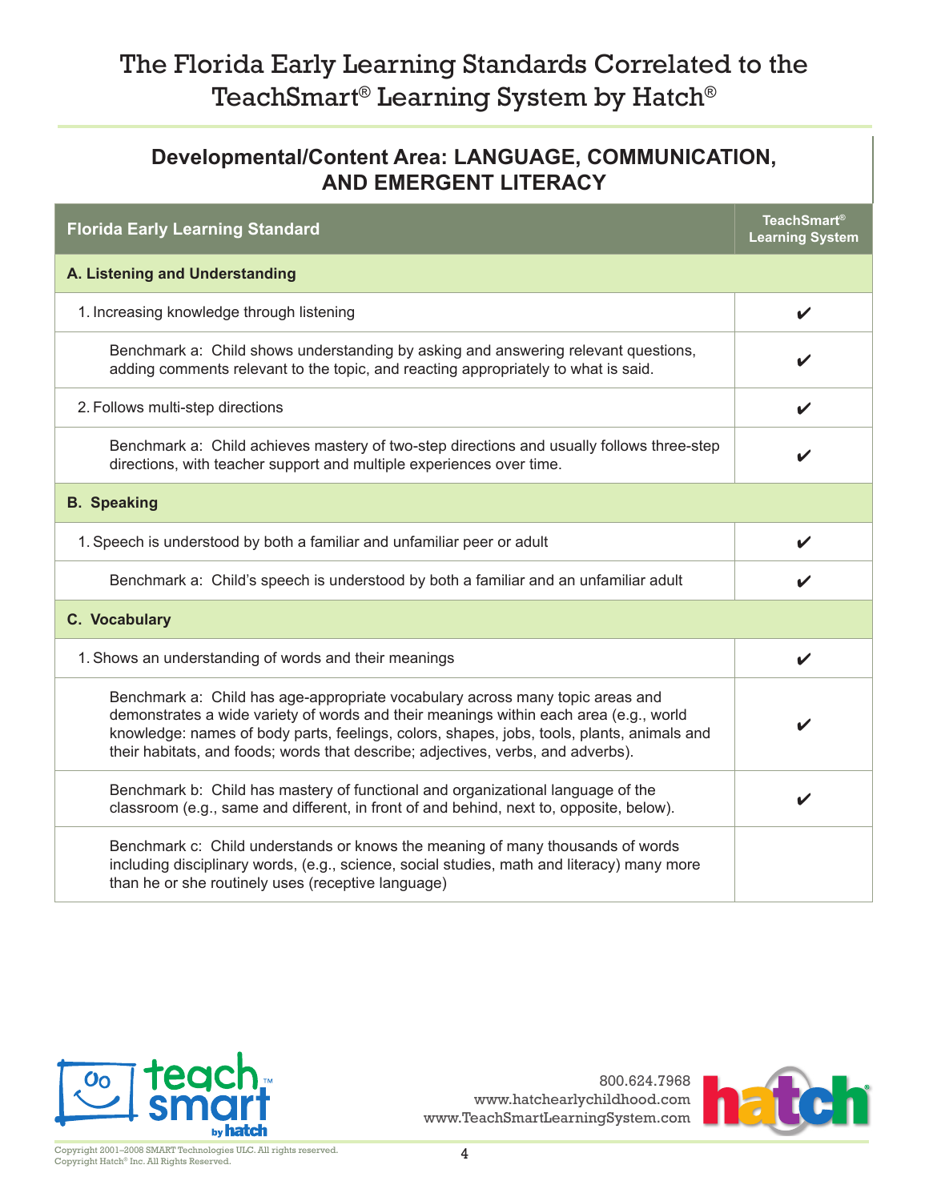# The Florida Early Learning Standards Correlated to the TeachSmart® Learning System by Hatch®

## Developmental/Content Area: LANGUAGE, COMMUNICATION, AND EMERGENT LITERACY

| Florida Early Learning Standard | TeachSmart® Learning System |
|---|---|
| **A. Listening and Understanding** | |
| 1. Increasing knowledge through listening | ✔ |
| Benchmark a: Child shows understanding by asking and answering relevant questions, adding comments relevant to the topic, and reacting appropriately to what is said. | ✔ |
| 2. Follows multi-step directions | ✔ |
| Benchmark a: Child achieves mastery of two-step directions and usually follows three-step directions, with teacher support and multiple experiences over time. | ✔ |
| **B. Speaking** | |
| 1. Speech is understood by both a familiar and unfamiliar peer or adult | ✔ |
| Benchmark a: Child's speech is understood by both a familiar and an unfamiliar adult | ✔ |
| **C. Vocabulary** | |
| 1. Shows an understanding of words and their meanings | ✔ |
| Benchmark a: Child has age-appropriate vocabulary across many topic areas and demonstrates a wide variety of words and their meanings within each area (e.g., world knowledge: names of body parts, feelings, colors, shapes, jobs, tools, plants, animals and their habitats, and foods; words that describe; adjectives, verbs, and adverbs). | ✔ |
| Benchmark b: Child has mastery of functional and organizational language of the classroom (e.g., same and different, in front of and behind, next to, opposite, below). | ✔ |
| Benchmark c: Child understands or knows the meaning of many thousands of words including disciplinary words, (e.g., science, social studies, math and literacy) many more than he or she routinely uses (receptive language) | |

800.624.7968
www.hatchearlychildhood.com
www.TeachSmartLearningSystem.com

Copyright 2001–2008 SMART Technologies ULC. All rights reserved.
Copyright Hatch® Inc. All Rights Reserved.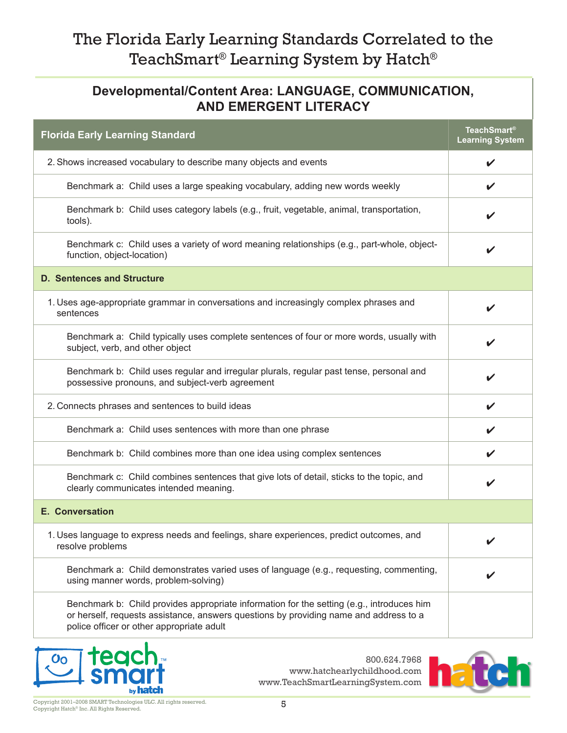# The Florida Early Learning Standards Correlated to the TeachSmart® Learning System by Hatch®

## Developmental/Content Area: LANGUAGE, COMMUNICATION, AND EMERGENT LITERACY

| Florida Early Learning Standard | TeachSmart® Learning System |
|---|---|
| 2. Shows increased vocabulary to describe many objects and events | ✔ |
| Benchmark a: Child uses a large speaking vocabulary, adding new words weekly | ✔ |
| Benchmark b: Child uses category labels (e.g., fruit, vegetable, animal, transportation, tools). | ✔ |
| Benchmark c: Child uses a variety of word meaning relationships (e.g., part-whole, object-function, object-location) | ✔ |
| **D. Sentences and Structure** | |
| 1. Uses age-appropriate grammar in conversations and increasingly complex phrases and sentences | ✔ |
| Benchmark a: Child typically uses complete sentences of four or more words, usually with subject, verb, and other object | ✔ |
| Benchmark b: Child uses regular and irregular plurals, regular past tense, personal and possessive pronouns, and subject-verb agreement | ✔ |
| 2. Connects phrases and sentences to build ideas | ✔ |
| Benchmark a: Child uses sentences with more than one phrase | ✔ |
| Benchmark b: Child combines more than one idea using complex sentences | ✔ |
| Benchmark c: Child combines sentences that give lots of detail, sticks to the topic, and clearly communicates intended meaning. | ✔ |
| **E. Conversation** | |
| 1. Uses language to express needs and feelings, share experiences, predict outcomes, and resolve problems | ✔ |
| Benchmark a: Child demonstrates varied uses of language (e.g., requesting, commenting, using manner words, problem-solving) | ✔ |
| Benchmark b: Child provides appropriate information for the setting (e.g., introduces him or herself, requests assistance, answers questions by providing name and address to a police officer or other appropriate adult | |

800.624.7968
www.hatchearlychildhood.com
www.TeachSmartLearningSystem.com

Copyright 2001–2008 SMART Technologies ULC. All rights reserved.
Copyright Hatch® Inc. All Rights Reserved.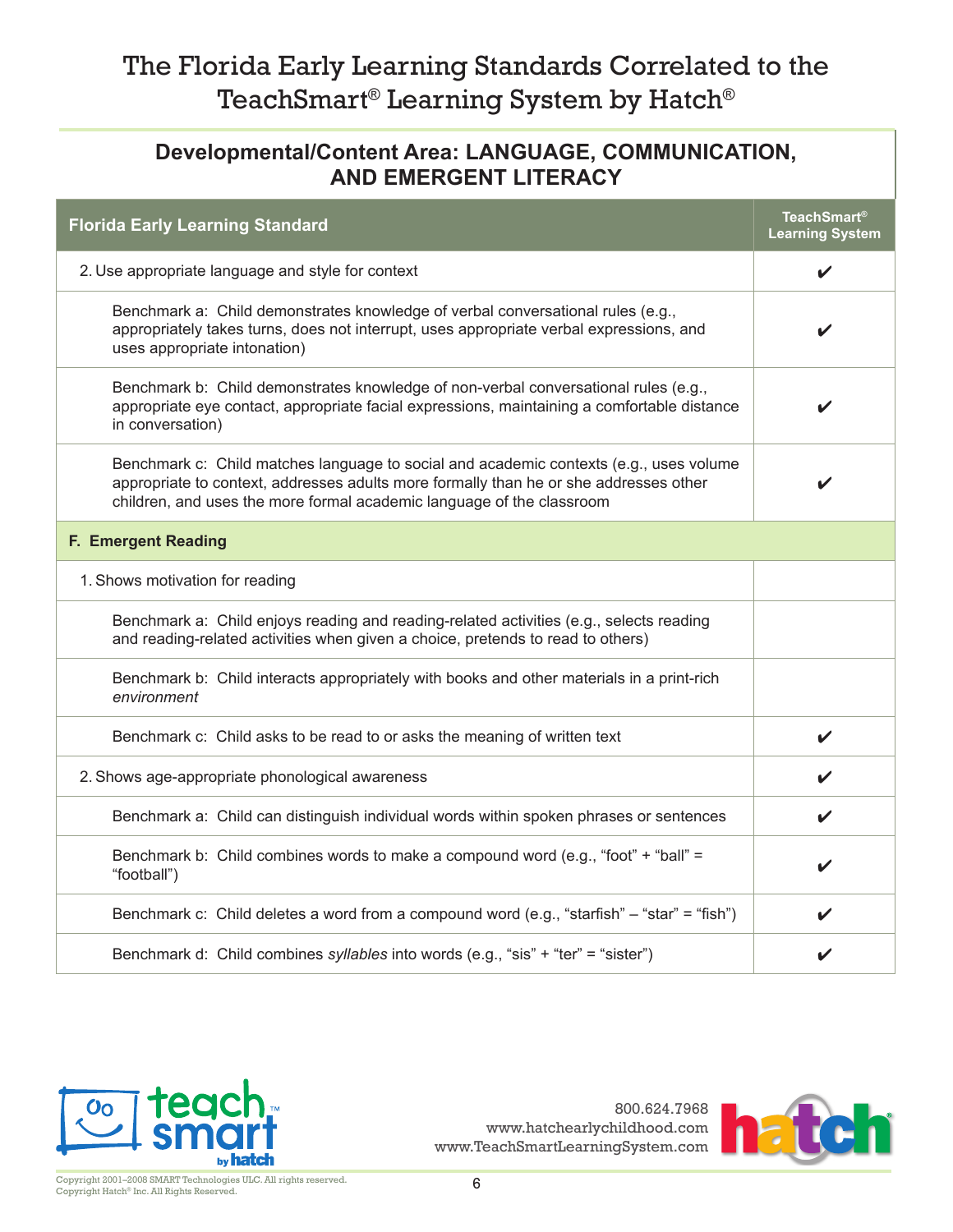# The Florida Early Learning Standards Correlated to the TeachSmart® Learning System by Hatch®

## Developmental/Content Area: LANGUAGE, COMMUNICATION, AND EMERGENT LITERACY

| Florida Early Learning Standard | TeachSmart® Learning System |
|---|---|
| 2. Use appropriate language and style for context | ✔ |
| Benchmark a: Child demonstrates knowledge of verbal conversational rules (e.g., appropriately takes turns, does not interrupt, uses appropriate verbal expressions, and uses appropriate intonation) | ✔ |
| Benchmark b: Child demonstrates knowledge of non-verbal conversational rules (e.g., appropriate eye contact, appropriate facial expressions, maintaining a comfortable distance in conversation) | ✔ |
| Benchmark c: Child matches language to social and academic contexts (e.g., uses volume appropriate to context, addresses adults more formally than he or she addresses other children, and uses the more formal academic language of the classroom | ✔ |
| **F. Emergent Reading** | |
| 1. Shows motivation for reading | |
| Benchmark a: Child enjoys reading and reading-related activities (e.g., selects reading and reading-related activities when given a choice, pretends to read to others) | |
| Benchmark b: Child interacts appropriately with books and other materials in a print-rich *environment* | |
| Benchmark c: Child asks to be read to or asks the meaning of written text | ✔ |
| 2. Shows age-appropriate phonological awareness | ✔ |
| Benchmark a: Child can distinguish individual words within spoken phrases or sentences | ✔ |
| Benchmark b: Child combines words to make a compound word (e.g., "foot" + "ball" = "football") | ✔ |
| Benchmark c: Child deletes a word from a compound word (e.g., "starfish" – "star" = "fish") | ✔ |
| Benchmark d: Child combines *syllables* into words (e.g., "sis" + "ter" = "sister") | ✔ |

800.624.7968
www.hatchearlychildhood.com
www.TeachSmartLearningSystem.com

Copyright 2001–2008 SMART Technologies ULC. All rights reserved.
Copyright Hatch® Inc. All Rights Reserved.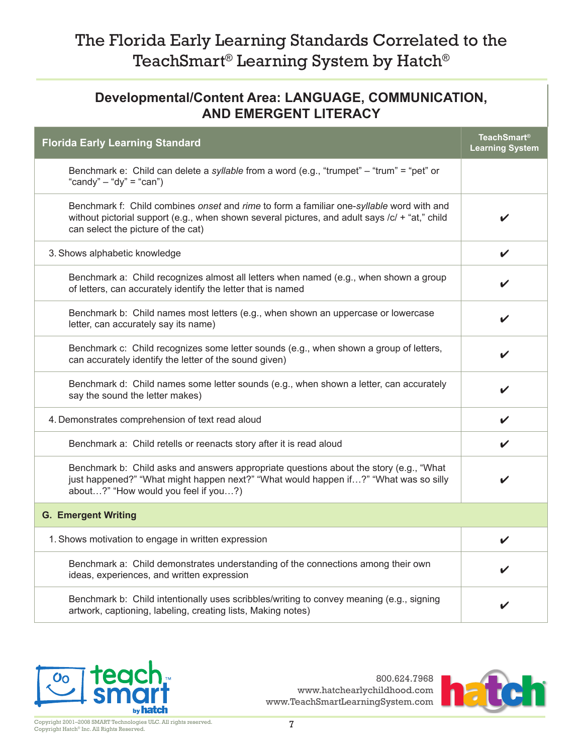# The Florida Early Learning Standards Correlated to the TeachSmart® Learning System by Hatch®

## Developmental/Content Area: LANGUAGE, COMMUNICATION, AND EMERGENT LITERACY

| Florida Early Learning Standard | TeachSmart® Learning System |
|---|---|
| Benchmark e: Child can delete a *syllable* from a word (e.g., “trumpet” – “trum” = “pet” or “candy” – “dy” = “can”) | |
| Benchmark f: Child combines *onset* and *rime* to form a familiar one-*syllable* word with and without pictorial support (e.g., when shown several pictures, and adult says /c/ + “at,” child can select the picture of the cat) | ✔ |
| 3. Shows alphabetic knowledge | ✔ |
| Benchmark a: Child recognizes almost all letters when named (e.g., when shown a group of letters, can accurately identify the letter that is named | ✔ |
| Benchmark b: Child names most letters (e.g., when shown an uppercase or lowercase letter, can accurately say its name) | ✔ |
| Benchmark c: Child recognizes some letter sounds (e.g., when shown a group of letters, can accurately identify the letter of the sound given) | ✔ |
| Benchmark d: Child names some letter sounds (e.g., when shown a letter, can accurately say the sound the letter makes) | ✔ |
| 4. Demonstrates comprehension of text read aloud | ✔ |
| Benchmark a: Child retells or reenacts story after it is read aloud | ✔ |
| Benchmark b: Child asks and answers appropriate questions about the story (e.g., “What just happened?” “What might happen next?” “What would happen if…?” “What was so silly about…?” “How would you feel if you…?) | ✔ |
| **G. Emergent Writing** | |
| 1. Shows motivation to engage in written expression | ✔ |
| Benchmark a: Child demonstrates understanding of the connections among their own ideas, experiences, and written expression | ✔ |
| Benchmark b: Child intentionally uses scribbles/writing to convey meaning (e.g., signing artwork, captioning, labeling, creating lists, Making notes) | ✔ |

800.624.7968
www.hatchearlychildhood.com
www.TeachSmartLearningSystem.com

Copyright 2001–2008 SMART Technologies ULC. All rights reserved.
Copyright Hatch® Inc. All Rights Reserved.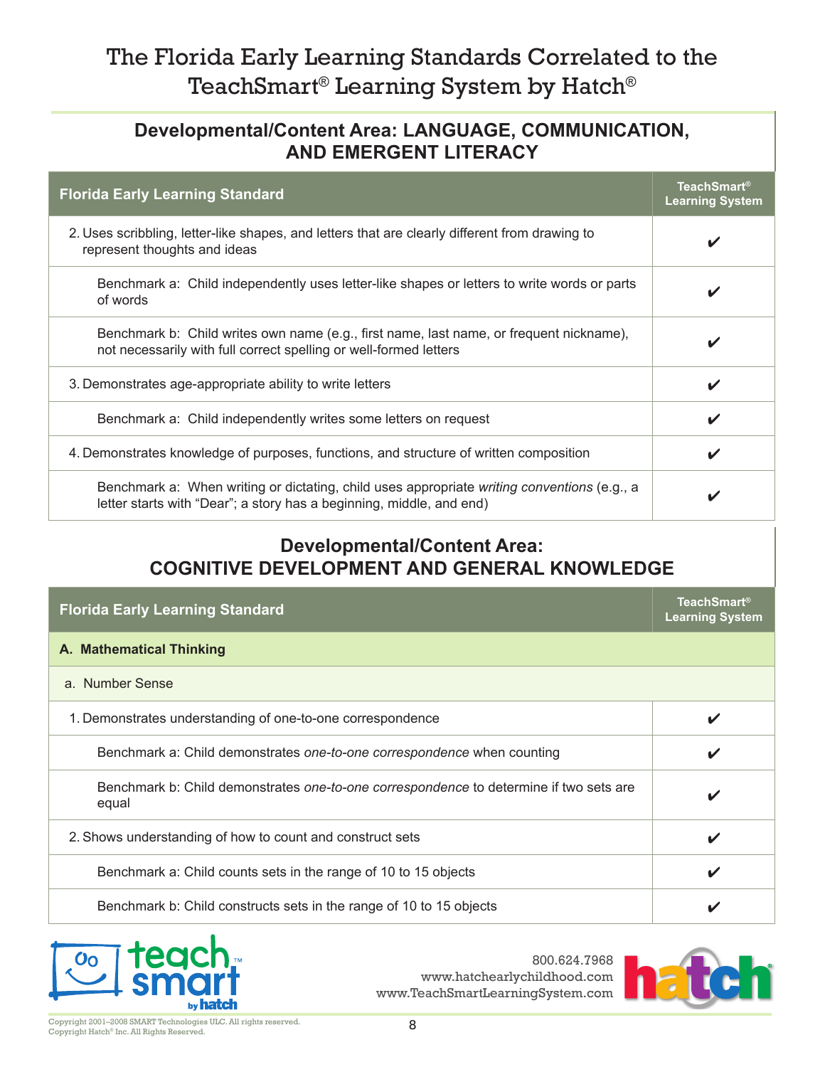# The Florida Early Learning Standards Correlated to the TeachSmart® Learning System by Hatch®

## Developmental/Content Area: LANGUAGE, COMMUNICATION, AND EMERGENT LITERACY

| Florida Early Learning Standard | TeachSmart® Learning System |
|---|---|
| 2. Uses scribbling, letter-like shapes, and letters that are clearly different from drawing to represent thoughts and ideas | ✔ |
| Benchmark a: Child independently uses letter-like shapes or letters to write words or parts of words | ✔ |
| Benchmark b: Child writes own name (e.g., first name, last name, or frequent nickname), not necessarily with full correct spelling or well-formed letters | ✔ |
| 3. Demonstrates age-appropriate ability to write letters | ✔ |
| Benchmark a: Child independently writes some letters on request | ✔ |
| 4. Demonstrates knowledge of purposes, functions, and structure of written composition | ✔ |
| Benchmark a: When writing or dictating, child uses appropriate *writing conventions* (e.g., a letter starts with "Dear"; a story has a beginning, middle, and end) | ✔ |

## Developmental/Content Area: COGNITIVE DEVELOPMENT AND GENERAL KNOWLEDGE

| Florida Early Learning Standard | TeachSmart® Learning System |
|---|---|
| **A. Mathematical Thinking** | |
| a. Number Sense | |
| 1. Demonstrates understanding of one-to-one correspondence | ✔ |
| Benchmark a: Child demonstrates *one-to-one correspondence* when counting | ✔ |
| Benchmark b: Child demonstrates *one-to-one correspondence* to determine if two sets are equal | ✔ |
| 2. Shows understanding of how to count and construct sets | ✔ |
| Benchmark a: Child counts sets in the range of 10 to 15 objects | ✔ |
| Benchmark b: Child constructs sets in the range of 10 to 15 objects | ✔ |

800.624.7968
www.hatchearlychildhood.com
www.TeachSmartLearningSystem.com

Copyright 2001–2008 SMART Technologies ULC. All rights reserved.
Copyright Hatch® Inc. All Rights Reserved.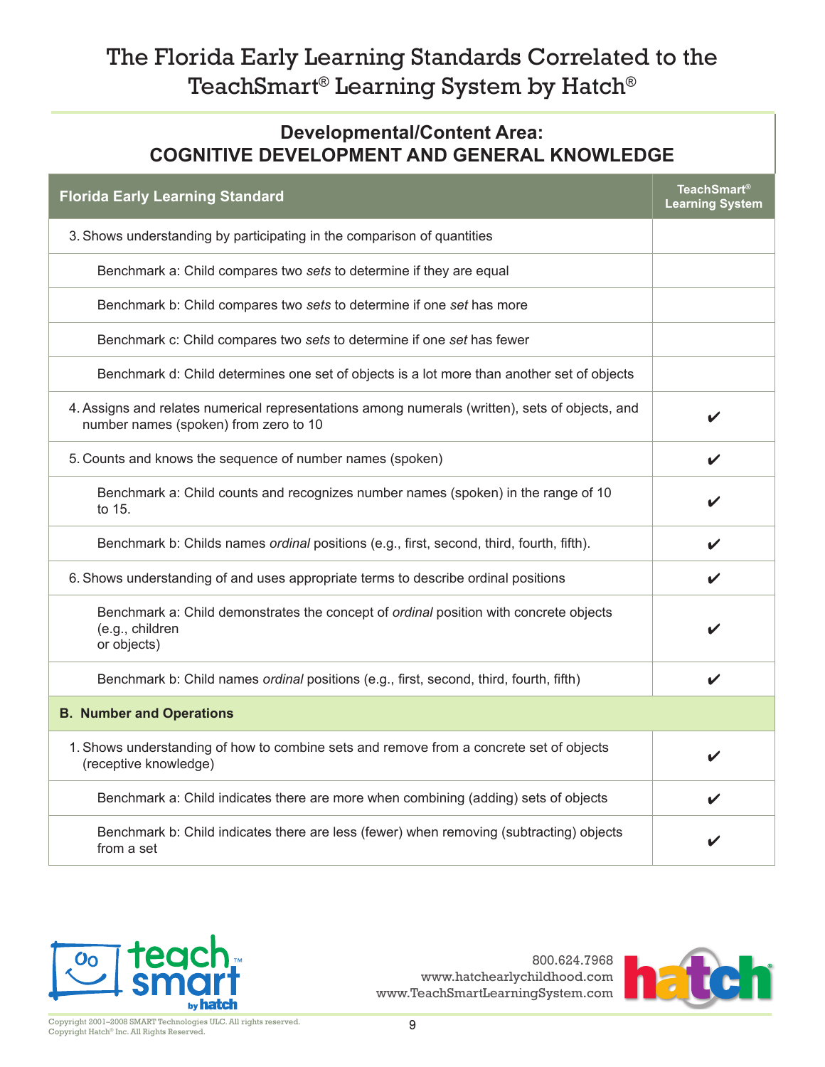# The Florida Early Learning Standards Correlated to the TeachSmart® Learning System by Hatch®

## Developmental/Content Area: COGNITIVE DEVELOPMENT AND GENERAL KNOWLEDGE

| Florida Early Learning Standard | TeachSmart® Learning System |
|---|---|
| 3. Shows understanding by participating in the comparison of quantities | |
| Benchmark a: Child compares two *sets* to determine if they are equal | |
| Benchmark b: Child compares two *sets* to determine if one *set* has more | |
| Benchmark c: Child compares two *sets* to determine if one *set* has fewer | |
| Benchmark d: Child determines one set of objects is a lot more than another set of objects | |
| 4. Assigns and relates numerical representations among numerals (written), sets of objects, and number names (spoken) from zero to 10 | ✔ |
| 5. Counts and knows the sequence of number names (spoken) | ✔ |
| Benchmark a: Child counts and recognizes number names (spoken) in the range of 10 to 15. | ✔ |
| Benchmark b: Childs names *ordinal* positions (e.g., first, second, third, fourth, fifth). | ✔ |
| 6. Shows understanding of and uses appropriate terms to describe ordinal positions | ✔ |
| Benchmark a: Child demonstrates the concept of *ordinal* position with concrete objects (e.g., children or objects) | ✔ |
| Benchmark b: Child names *ordinal* positions (e.g., first, second, third, fourth, fifth) | ✔ |
| **B. Number and Operations** | |
| 1. Shows understanding of how to combine sets and remove from a concrete set of objects (receptive knowledge) | ✔ |
| Benchmark a: Child indicates there are more when combining (adding) sets of objects | ✔ |
| Benchmark b: Child indicates there are less (fewer) when removing (subtracting) objects from a set | ✔ |

800.624.7968
www.hatchearlychildhood.com
www.TeachSmartLearningSystem.com

Copyright 2001–2008 SMART Technologies ULC. All rights reserved.
Copyright Hatch® Inc. All Rights Reserved.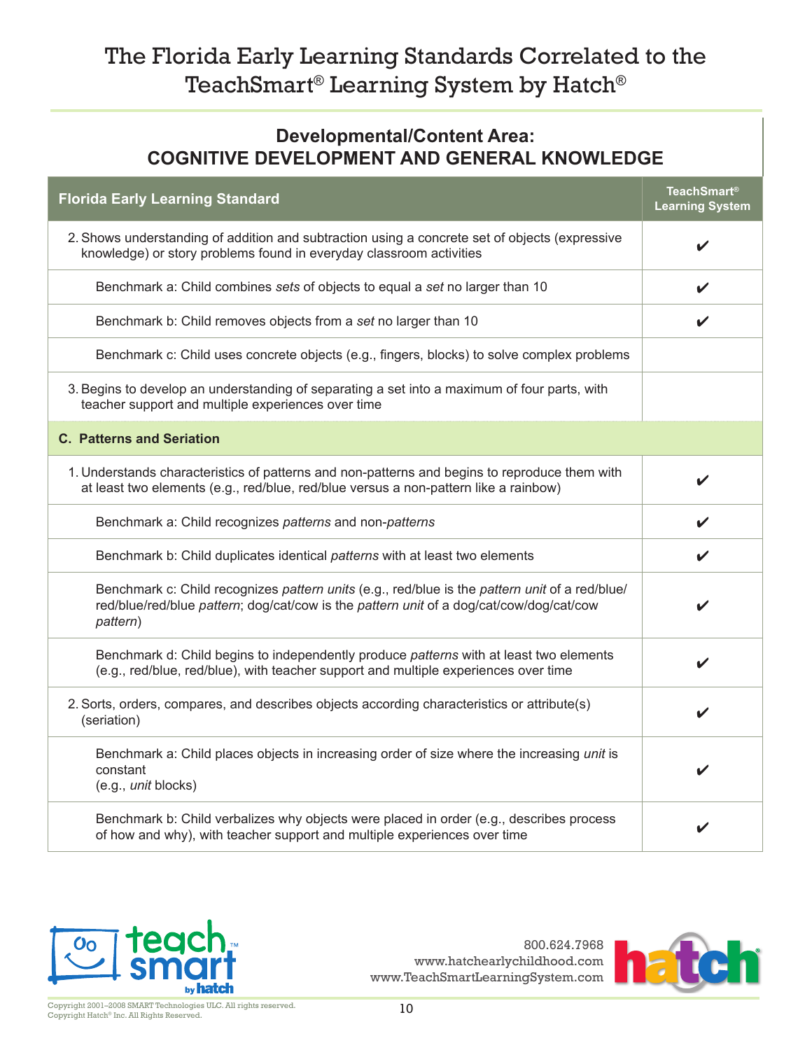# The Florida Early Learning Standards Correlated to the TeachSmart® Learning System by Hatch®

## Developmental/Content Area: COGNITIVE DEVELOPMENT AND GENERAL KNOWLEDGE

| Florida Early Learning Standard | TeachSmart® Learning System |
|---|---|
| 2. Shows understanding of addition and subtraction using a concrete set of objects (expressive knowledge) or story problems found in everyday classroom activities | ✔ |
| Benchmark a: Child combines *sets* of objects to equal a *set* no larger than 10 | ✔ |
| Benchmark b: Child removes objects from a *set* no larger than 10 | ✔ |
| Benchmark c: Child uses concrete objects (e.g., fingers, blocks) to solve complex problems | |
| 3. Begins to develop an understanding of separating a set into a maximum of four parts, with teacher support and multiple experiences over time | |
| **C. Patterns and Seriation** | |
| 1. Understands characteristics of patterns and non-patterns and begins to reproduce them with at least two elements (e.g., red/blue, red/blue versus a non-pattern like a rainbow) | ✔ |
| Benchmark a: Child recognizes *patterns* and non-*patterns* | ✔ |
| Benchmark b: Child duplicates identical *patterns* with at least two elements | ✔ |
| Benchmark c: Child recognizes *pattern units* (e.g., red/blue is the *pattern unit* of a red/blue/red/blue/red/blue *pattern*; dog/cat/cow is the *pattern unit* of a dog/cat/cow/dog/cat/cow *pattern*) | ✔ |
| Benchmark d: Child begins to independently produce *patterns* with at least two elements (e.g., red/blue, red/blue), with teacher support and multiple experiences over time | ✔ |
| 2. Sorts, orders, compares, and describes objects according characteristics or attribute(s) (seriation) | ✔ |
| Benchmark a: Child places objects in increasing order of size where the increasing *unit* is constant (e.g., *unit* blocks) | ✔ |
| Benchmark b: Child verbalizes why objects were placed in order (e.g., describes process of how and why), with teacher support and multiple experiences over time | ✔ |

800.624.7968
www.hatchearlychildhood.com
www.TeachSmartLearningSystem.com

Copyright 2001–2008 SMART Technologies ULC. All rights reserved.
Copyright Hatch® Inc. All Rights Reserved.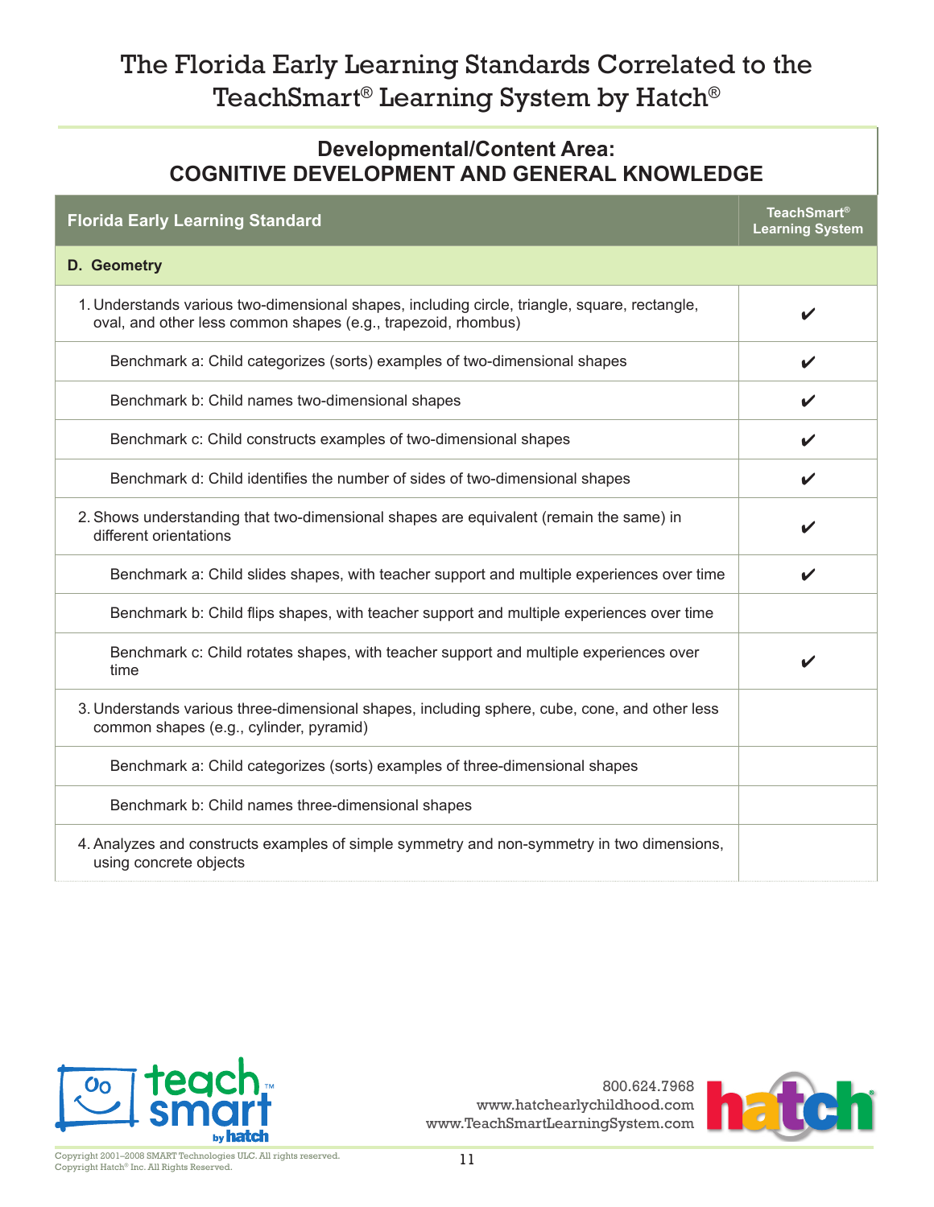# The Florida Early Learning Standards Correlated to the TeachSmart® Learning System by Hatch®

## Developmental/Content Area: COGNITIVE DEVELOPMENT AND GENERAL KNOWLEDGE

| Florida Early Learning Standard | TeachSmart® Learning System |
|---|---|
| **D. Geometry** | |
| 1. Understands various two-dimensional shapes, including circle, triangle, square, rectangle, oval, and other less common shapes (e.g., trapezoid, rhombus) | ✔ |
| Benchmark a: Child categorizes (sorts) examples of two-dimensional shapes | ✔ |
| Benchmark b: Child names two-dimensional shapes | ✔ |
| Benchmark c: Child constructs examples of two-dimensional shapes | ✔ |
| Benchmark d: Child identifies the number of sides of two-dimensional shapes | ✔ |
| 2. Shows understanding that two-dimensional shapes are equivalent (remain the same) in different orientations | ✔ |
| Benchmark a: Child slides shapes, with teacher support and multiple experiences over time | ✔ |
| Benchmark b: Child flips shapes, with teacher support and multiple experiences over time | |
| Benchmark c: Child rotates shapes, with teacher support and multiple experiences over time | ✔ |
| 3. Understands various three-dimensional shapes, including sphere, cube, cone, and other less common shapes (e.g., cylinder, pyramid) | |
| Benchmark a: Child categorizes (sorts) examples of three-dimensional shapes | |
| Benchmark b: Child names three-dimensional shapes | |
| 4. Analyzes and constructs examples of simple symmetry and non-symmetry in two dimensions, using concrete objects | |

800.624.7968
www.hatchearlychildhood.com
www.TeachSmartLearningSystem.com

Copyright 2001–2008 SMART Technologies ULC. All rights reserved.
Copyright Hatch® Inc. All Rights Reserved.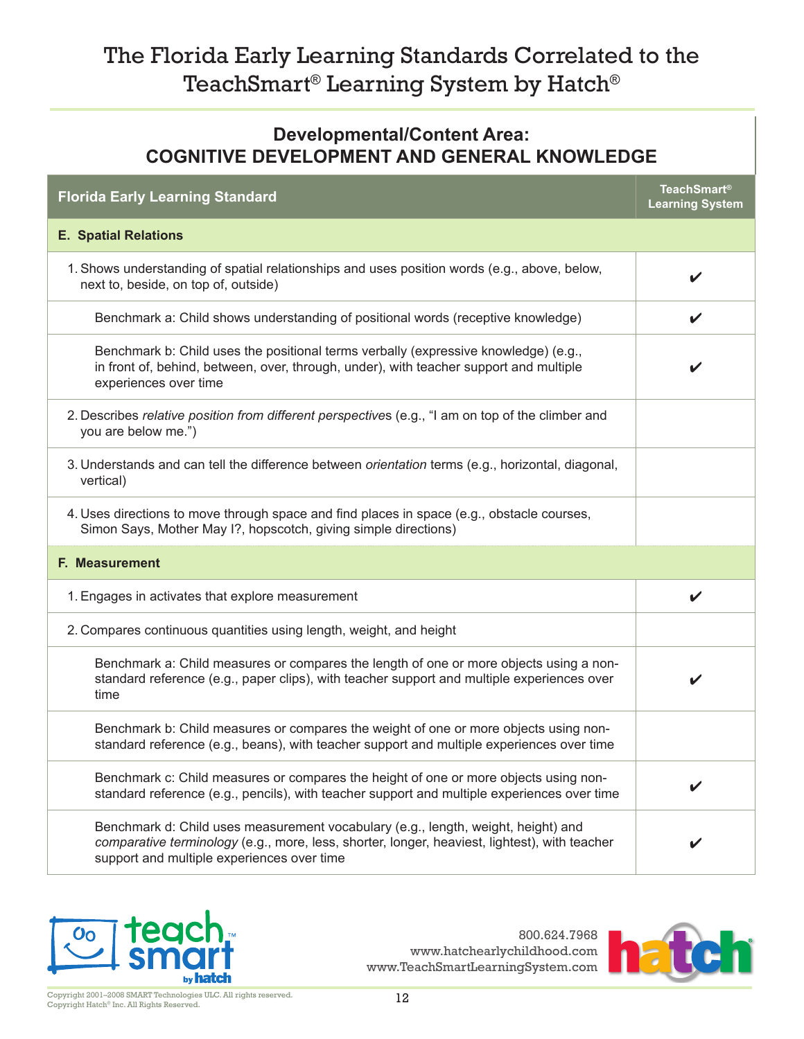# The Florida Early Learning Standards Correlated to the TeachSmart® Learning System by Hatch®

## Developmental/Content Area: COGNITIVE DEVELOPMENT AND GENERAL KNOWLEDGE

| Florida Early Learning Standard | TeachSmart® Learning System |
|---|---|
| **E. Spatial Relations** | |
| 1. Shows understanding of spatial relationships and uses position words (e.g., above, below, next to, beside, on top of, outside) | ✔ |
| Benchmark a: Child shows understanding of positional words (receptive knowledge) | ✔ |
| Benchmark b: Child uses the positional terms verbally (expressive knowledge) (e.g., in front of, behind, between, over, through, under), with teacher support and multiple experiences over time | ✔ |
| 2. Describes *relative position from different perspective*s (e.g., "I am on top of the climber and you are below me.") | |
| 3. Understands and can tell the difference between *orientation* terms (e.g., horizontal, diagonal, vertical) | |
| 4. Uses directions to move through space and find places in space (e.g., obstacle courses, Simon Says, Mother May I?, hopscotch, giving simple directions) | |
| **F. Measurement** | |
| 1. Engages in activates that explore measurement | ✔ |
| 2. Compares continuous quantities using length, weight, and height | |
| Benchmark a: Child measures or compares the length of one or more objects using a non-standard reference (e.g., paper clips), with teacher support and multiple experiences over time | ✔ |
| Benchmark b: Child measures or compares the weight of one or more objects using non-standard reference (e.g., beans), with teacher support and multiple experiences over time | |
| Benchmark c: Child measures or compares the height of one or more objects using non-standard reference (e.g., pencils), with teacher support and multiple experiences over time | ✔ |
| Benchmark d: Child uses measurement vocabulary (e.g., length, weight, height) and *comparative terminology* (e.g., more, less, shorter, longer, heaviest, lightest), with teacher support and multiple experiences over time | ✔ |

800.624.7968
www.hatchearlychildhood.com
www.TeachSmartLearningSystem.com

Copyright 2001–2008 SMART Technologies ULC. All rights reserved.
Copyright Hatch® Inc. All Rights Reserved.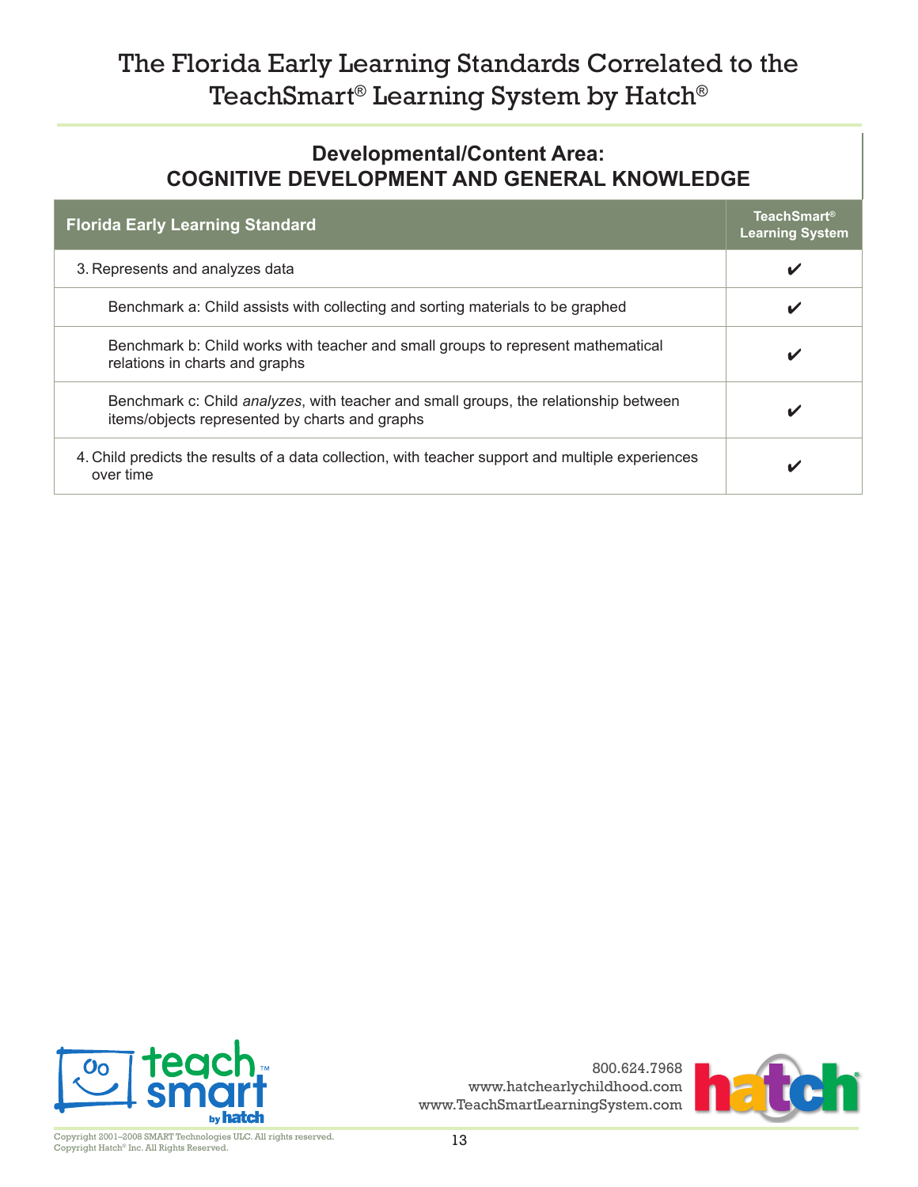# The Florida Early Learning Standards Correlated to the TeachSmart® Learning System by Hatch®

## Developmental/Content Area: COGNITIVE DEVELOPMENT AND GENERAL KNOWLEDGE

| Florida Early Learning Standard | TeachSmart® Learning System |
|---|---|
| 3. Represents and analyzes data | ✔ |
| Benchmark a: Child assists with collecting and sorting materials to be graphed | ✔ |
| Benchmark b: Child works with teacher and small groups to represent mathematical relations in charts and graphs | ✔ |
| Benchmark c: Child *analyzes*, with teacher and small groups, the relationship between items/objects represented by charts and graphs | ✔ |
| 4. Child predicts the results of a data collection, with teacher support and multiple experiences over time | ✔ |

800.624.7968
www.hatchearlychildhood.com
www.TeachSmartLearningSystem.com

Copyright 2001–2008 SMART Technologies ULC. All rights reserved.
Copyright Hatch® Inc. All Rights Reserved.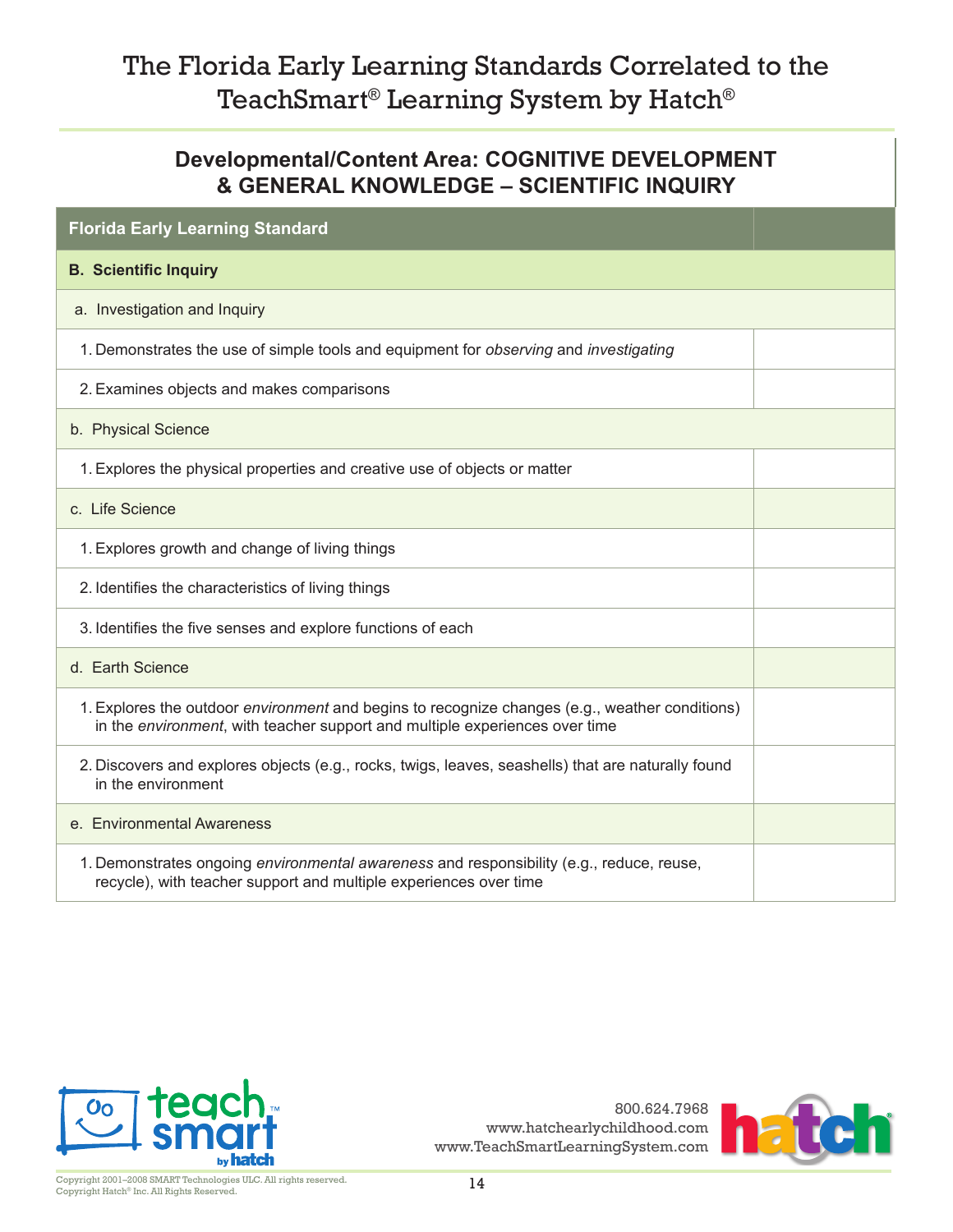# The Florida Early Learning Standards Correlated to the TeachSmart® Learning System by Hatch®

## Developmental/Content Area: COGNITIVE DEVELOPMENT & GENERAL KNOWLEDGE – SCIENTIFIC INQUIRY

| Florida Early Learning Standard | |
|---|---|
| **B. Scientific Inquiry** | |
| a. Investigation and Inquiry | |
| 1. Demonstrates the use of simple tools and equipment for *observing* and *investigating* | |
| 2. Examines objects and makes comparisons | |
| b. Physical Science | |
| 1. Explores the physical properties and creative use of objects or matter | |
| c. Life Science | |
| 1. Explores growth and change of living things | |
| 2. Identifies the characteristics of living things | |
| 3. Identifies the five senses and explore functions of each | |
| d. Earth Science | |
| 1. Explores the outdoor *environment* and begins to recognize changes (e.g., weather conditions) in the *environment*, with teacher support and multiple experiences over time | |
| 2. Discovers and explores objects (e.g., rocks, twigs, leaves, seashells) that are naturally found in the environment | |
| e. Environmental Awareness | |
| 1. Demonstrates ongoing *environmental awareness* and responsibility (e.g., reduce, reuse, recycle), with teacher support and multiple experiences over time | |

800.624.7968
www.hatchearlychildhood.com
www.TeachSmartLearningSystem.com

Copyright 2001–2008 SMART Technologies ULC. All rights reserved.
Copyright Hatch® Inc. All Rights Reserved.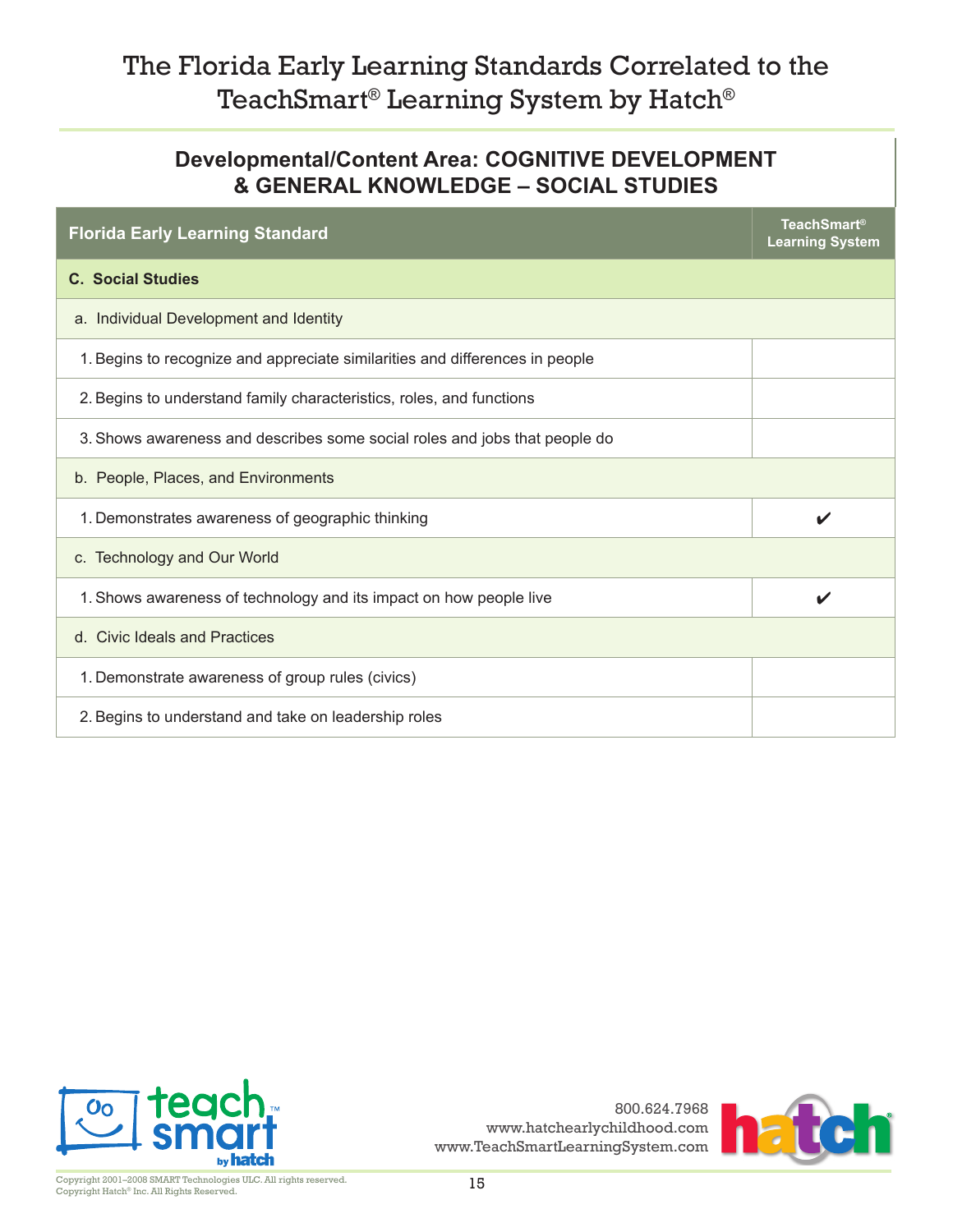# The Florida Early Learning Standards Correlated to the TeachSmart® Learning System by Hatch®

## Developmental/Content Area: COGNITIVE DEVELOPMENT & GENERAL KNOWLEDGE – SOCIAL STUDIES

| Florida Early Learning Standard | TeachSmart® Learning System |
|---|---|
| **C. Social Studies** | |
| a. Individual Development and Identity | |
| 1. Begins to recognize and appreciate similarities and differences in people | |
| 2. Begins to understand family characteristics, roles, and functions | |
| 3. Shows awareness and describes some social roles and jobs that people do | |
| b. People, Places, and Environments | |
| 1. Demonstrates awareness of geographic thinking | ✔ |
| c. Technology and Our World | |
| 1. Shows awareness of technology and its impact on how people live | ✔ |
| d. Civic Ideals and Practices | |
| 1. Demonstrate awareness of group rules (civics) | |
| 2. Begins to understand and take on leadership roles | |

800.624.7968
www.hatchearlychildhood.com
www.TeachSmartLearningSystem.com

Copyright 2001–2008 SMART Technologies ULC. All rights reserved.
Copyright Hatch® Inc. All Rights Reserved.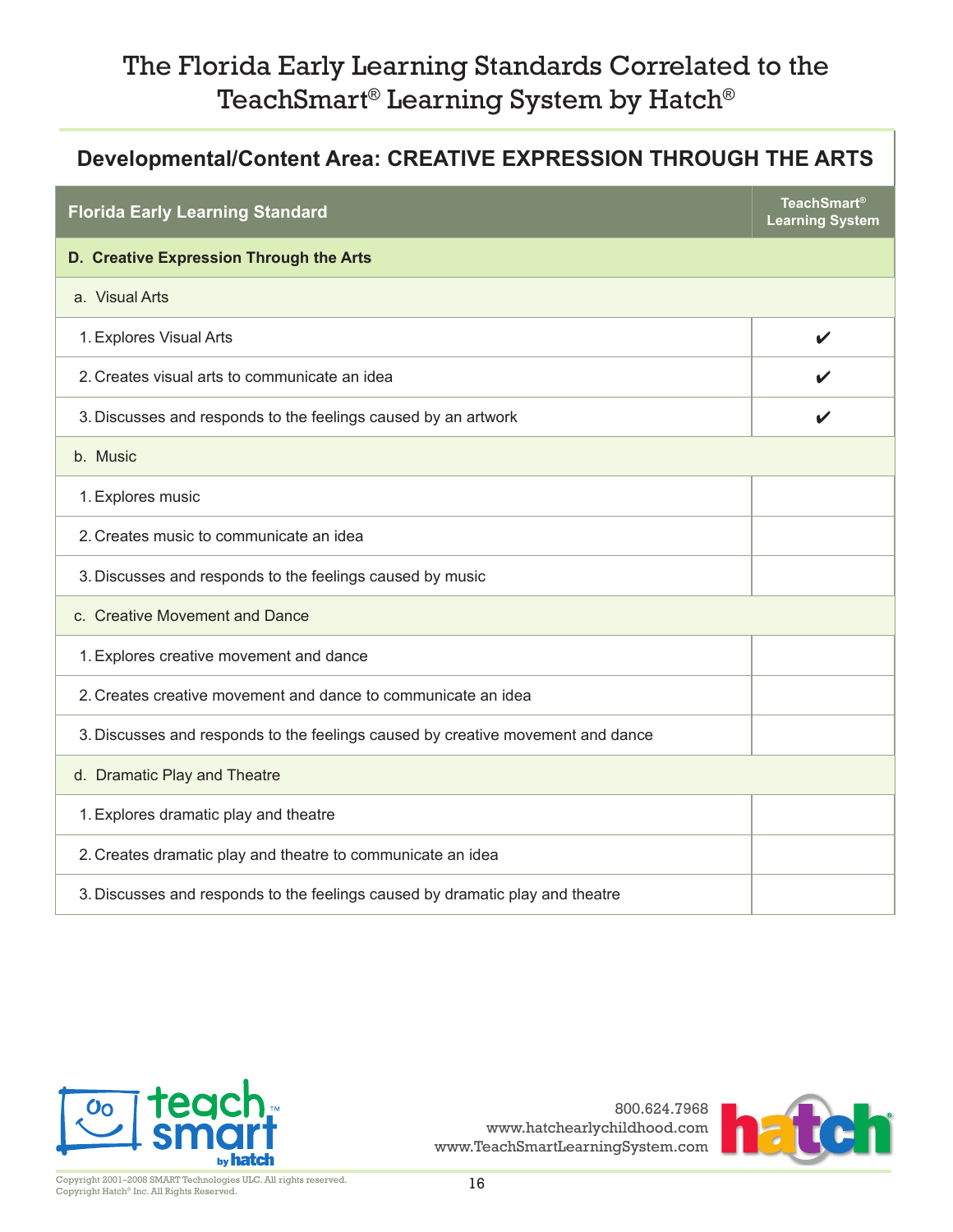# The Florida Early Learning Standards Correlated to the TeachSmart® Learning System by Hatch®

## Developmental/Content Area: CREATIVE EXPRESSION THROUGH THE ARTS

| Florida Early Learning Standard | TeachSmart® Learning System |
|---|---|
| **D. Creative Expression Through the Arts** | |
| a. Visual Arts | |
| 1. Explores Visual Arts | ✔ |
| 2. Creates visual arts to communicate an idea | ✔ |
| 3. Discusses and responds to the feelings caused by an artwork | ✔ |
| b. Music | |
| 1. Explores music | |
| 2. Creates music to communicate an idea | |
| 3. Discusses and responds to the feelings caused by music | |
| c. Creative Movement and Dance | |
| 1. Explores creative movement and dance | |
| 2. Creates creative movement and dance to communicate an idea | |
| 3. Discusses and responds to the feelings caused by creative movement and dance | |
| d. Dramatic Play and Theatre | |
| 1. Explores dramatic play and theatre | |
| 2. Creates dramatic play and theatre to communicate an idea | |
| 3. Discusses and responds to the feelings caused by dramatic play and theatre | |

teach smart™ by hatch

800.624.7968
www.hatchearlychildhood.com
www.TeachSmartLearningSystem.com

hatch®

Copyright 2001–2008 SMART Technologies ULC. All rights reserved.
Copyright Hatch® Inc. All Rights Reserved.